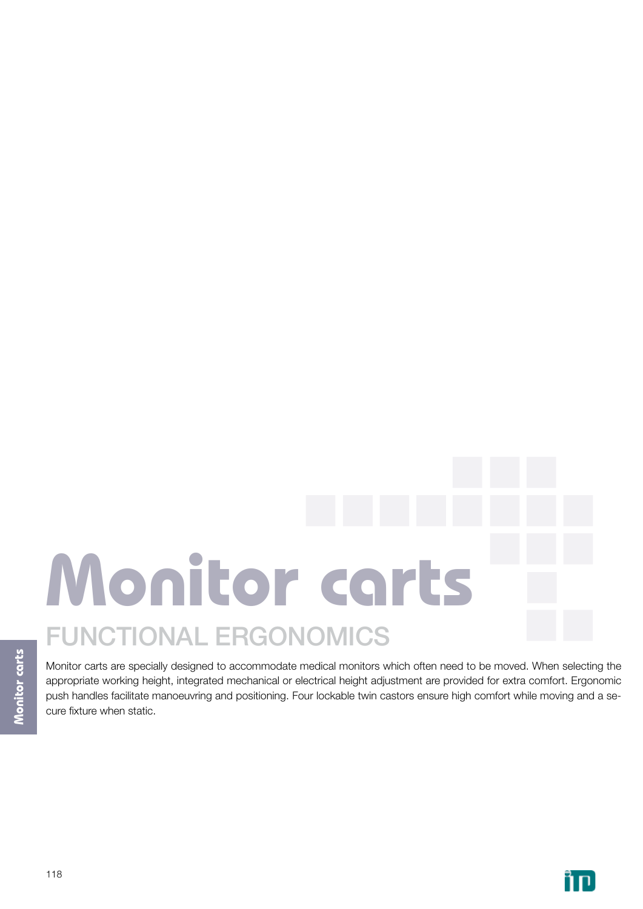# Monitor carts

## FUNCTIONAL ERGONOMICS

Monitor carts are specially designed to accommodate medical monitors which often need to be moved. When selecting the appropriate working height, integrated mechanical or electrical height adjustment are provided for extra comfort. Ergonomic push handles facilitate manoeuvring and positioning. Four lockable twin castors ensure high comfort while moving and a secure fixture when static.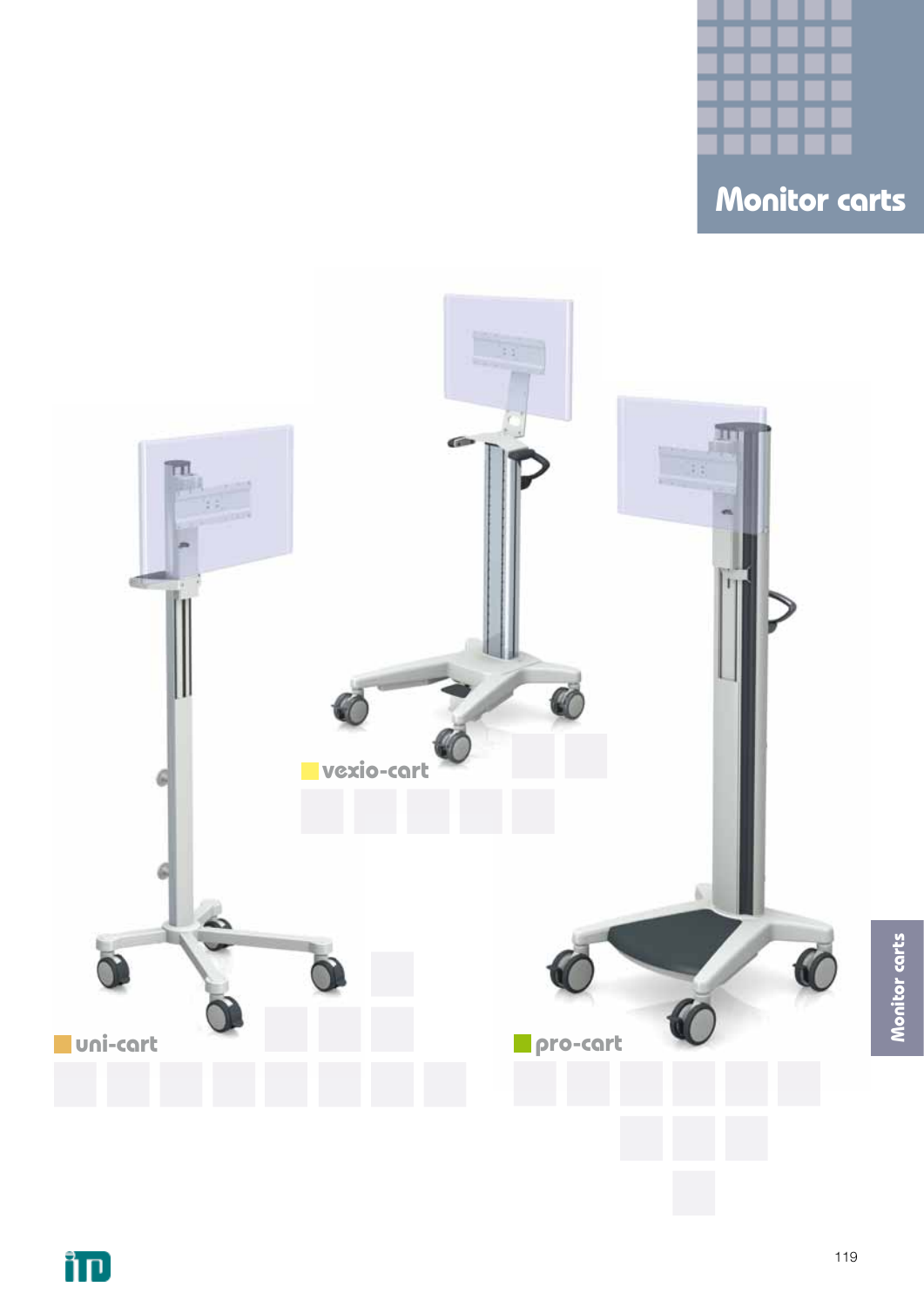# Monitor carts

vexio-cart

uni-cart

pro-cart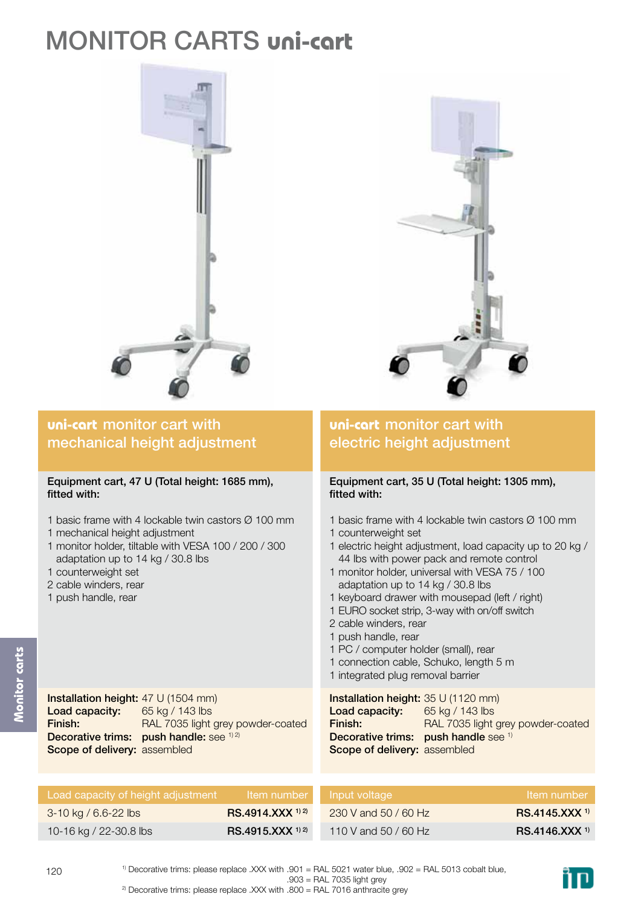# MONITOR CARTS uni-cart

## uni-cart monitor cart with mechanical height adjustment

**Equipment cart, 47 U (Total height: 1685 mm), fitted with:**

1 basic frame with 4 lockable twin castors Ø 100 mm
1 mechanical height adjustment
1 monitor holder, tiltable with VESA 100 / 200 / 300 adaptation up to 14 kg / 30.8 lbs
1 counterweight set
2 cable winders, rear
1 push handle, rear

**Installation height:** 47 U (1504 mm)
**Load capacity:** 65 kg / 143 lbs
**Finish:** RAL 7035 light grey powder-coated
**Decorative trims:** **push handle:** see [1) 2)]
**Scope of delivery:** assembled

| Load capacity of height adjustment | Item number |
|---|---|
| 3-10 kg / 6.6-22 lbs | **RS.4914.XXX** [1) 2)] |
| 10-16 kg / 22-30.8 lbs | **RS.4915.XXX** [1) 2)] |

## uni-cart monitor cart with electric height adjustment

**Equipment cart, 35 U (Total height: 1305 mm), fitted with:**

1 basic frame with 4 lockable twin castors Ø 100 mm
1 counterweight set
1 electric height adjustment, load capacity up to 20 kg / 44 lbs with power pack and remote control
1 monitor holder, universal with VESA 75 / 100 adaptation up to 14 kg / 30.8 lbs
1 keyboard drawer with mousepad (left / right)
1 EURO socket strip, 3-way with on/off switch
2 cable winders, rear
1 push handle, rear
1 PC / computer holder (small), rear
1 connection cable, Schuko, length 5 m
1 integrated plug removal barrier

**Installation height:** 35 U (1120 mm)
**Load capacity:** 65 kg / 143 lbs
**Finish:** RAL 7035 light grey powder-coated
**Decorative trims:** **push handle** see [1)]
**Scope of delivery:** assembled

| Input voltage | Item number |
|---|---|
| 230 V and 50 / 60 Hz | **RS.4145.XXX** [1)] |
| 110 V and 50 / 60 Hz | **RS.4146.XXX** [1)] |

[1)] Decorative trims: please replace .XXX with .901 = RAL 5021 water blue, .902 = RAL 5013 cobalt blue, .903 = RAL 7035 light grey
[2)] Decorative trims: please replace .XXX with .800 = RAL 7016 anthracite grey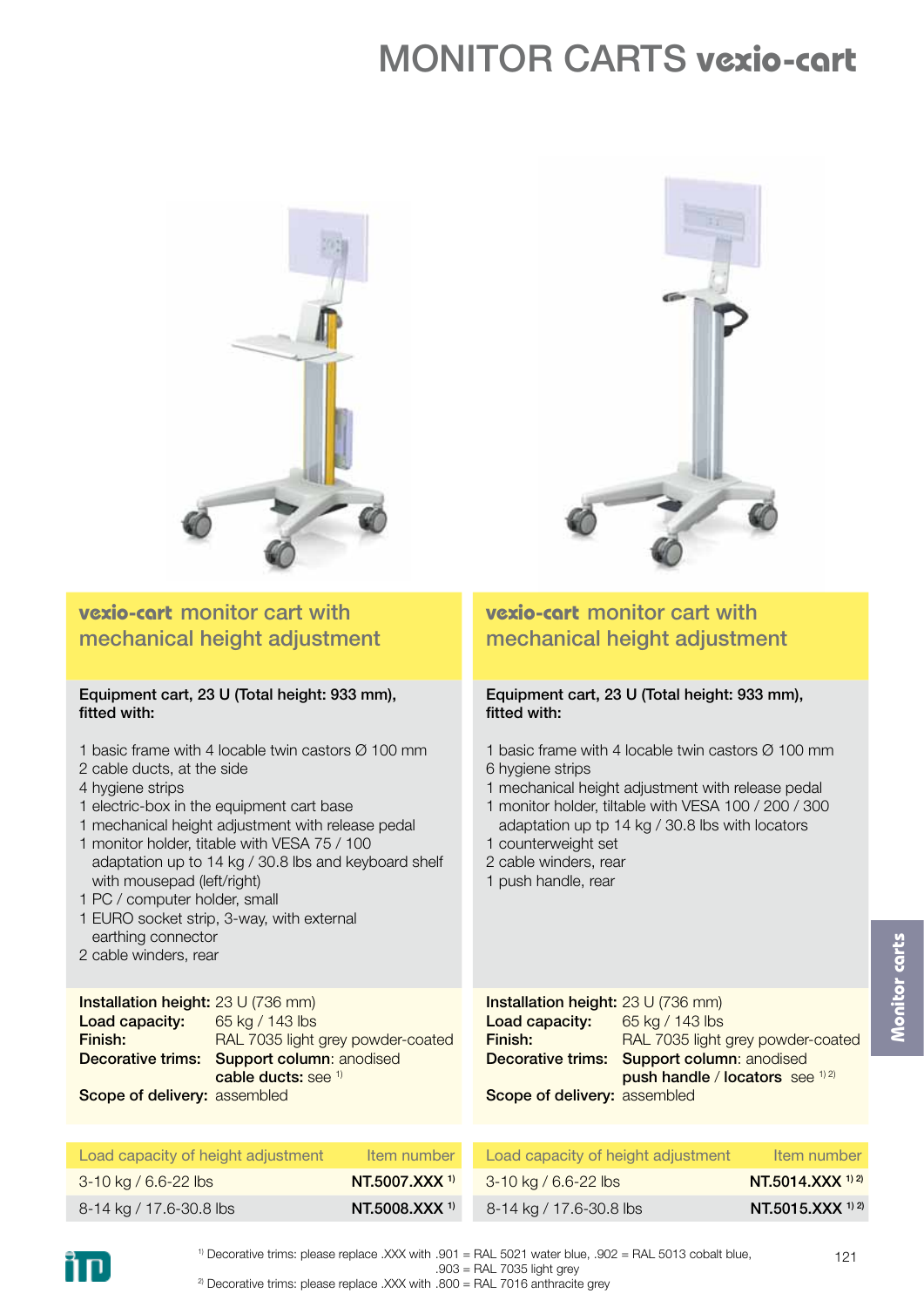# MONITOR CARTS vexio-cart

## vexio-cart monitor cart with mechanical height adjustment

**Equipment cart, 23 U (Total height: 933 mm), fitted with:**

1 basic frame with 4 locable twin castors Ø 100 mm
2 cable ducts, at the side
4 hygiene strips
1 electric-box in the equipment cart base
1 mechanical height adjustment with release pedal
1 monitor holder, titable with VESA 75 / 100 adaptation up to 14 kg / 30.8 lbs and keyboard shelf with mousepad (left/right)
1 PC / computer holder, small
1 EURO socket strip, 3-way, with external earthing connector
2 cable winders, rear

**Installation height:** 23 U (736 mm)
**Load capacity:** 65 kg / 143 lbs
**Finish:** RAL 7035 light grey powder-coated
**Decorative trims:** **Support column**: anodised
**cable ducts:** see [1]
**Scope of delivery:** assembled

| Load capacity of height adjustment | Item number |
|---|---|
| 3-10 kg / 6.6-22 lbs | **NT.5007.XXX** [1] |
| 8-14 kg / 17.6-30.8 lbs | **NT.5008.XXX** [1] |

## vexio-cart monitor cart with mechanical height adjustment

**Equipment cart, 23 U (Total height: 933 mm), fitted with:**

1 basic frame with 4 locable twin castors Ø 100 mm
6 hygiene strips
1 mechanical height adjustment with release pedal
1 monitor holder, tiltable with VESA 100 / 200 / 300 adaptation up tp 14 kg / 30.8 lbs with locators
1 counterweight set
2 cable winders, rear
1 push handle, rear

**Installation height:** 23 U (736 mm)
**Load capacity:** 65 kg / 143 lbs
**Finish:** RAL 7035 light grey powder-coated
**Decorative trims:** **Support column**: anodised
**push handle** / **locators** see [1) 2)]
**Scope of delivery:** assembled

| Load capacity of height adjustment | Item number |
|---|---|
| 3-10 kg / 6.6-22 lbs | **NT.5014.XXX** [1) 2)] |
| 8-14 kg / 17.6-30.8 lbs | **NT.5015.XXX** [1) 2)] |

[1] Decorative trims: please replace .XXX with .901 = RAL 5021 water blue, .902 = RAL 5013 cobalt blue, .903 = RAL 7035 light grey
[2] Decorative trims: please replace .XXX with .800 = RAL 7016 anthracite grey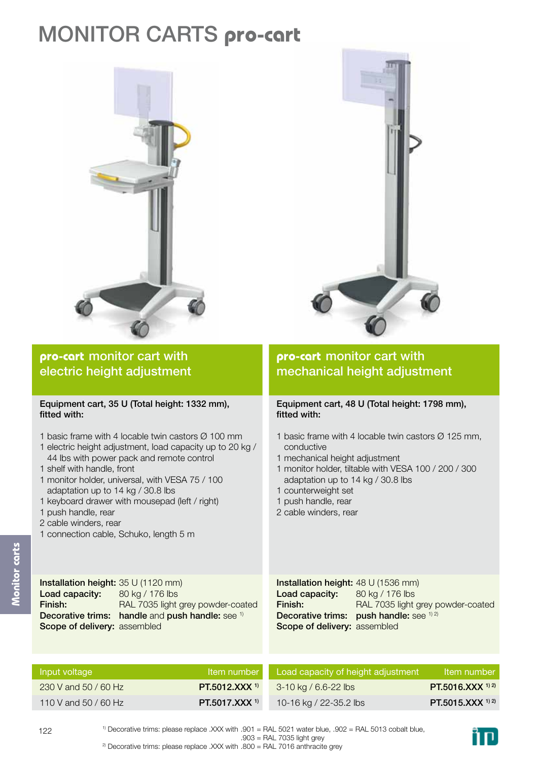# MONITOR CARTS pro-cart

## pro-cart monitor cart with electric height adjustment

**Equipment cart, 35 U (Total height: 1332 mm), fitted with:**

1 basic frame with 4 locable twin castors Ø 100 mm
1 electric height adjustment, load capacity up to 20 kg / 44 lbs with power pack and remote control
1 shelf with handle, front
1 monitor holder, universal, with VESA 75 / 100 adaptation up to 14 kg / 30.8 lbs
1 keyboard drawer with mousepad (left / right)
1 push handle, rear
2 cable winders, rear
1 connection cable, Schuko, length 5 m

**Installation height:** 35 U (1120 mm)
**Load capacity:** 80 kg / 176 lbs
**Finish:** RAL 7035 light grey powder-coated
**Decorative trims:** **handle** and **push handle:** see [1]
**Scope of delivery:** assembled

| Input voltage | Item number |
|---|---|
| 230 V and 50 / 60 Hz | **PT.5012.XXX** [1] |
| 110 V and 50 / 60 Hz | **PT.5017.XXX** [1] |

## pro-cart monitor cart with mechanical height adjustment

**Equipment cart, 48 U (Total height: 1798 mm), fitted with:**

1 basic frame with 4 locable twin castors Ø 125 mm, conductive
1 mechanical height adjustment
1 monitor holder, tiltable with VESA 100 / 200 / 300 adaptation up to 14 kg / 30.8 lbs
1 counterweight set
1 push handle, rear
2 cable winders, rear

**Installation height:** 48 U (1536 mm)
**Load capacity:** 80 kg / 176 lbs
**Finish:** RAL 7035 light grey powder-coated
**Decorative trims:** **push handle:** see [1] [2]
**Scope of delivery:** assembled

| Load capacity of height adjustment | Item number |
|---|---|
| 3-10 kg / 6.6-22 lbs | **PT.5016.XXX** [1] [2] |
| 10-16 kg / 22-35.2 lbs | **PT.5015.XXX** [1] [2] |

[1] Decorative trims: please replace .XXX with .901 = RAL 5021 water blue, .902 = RAL 5013 cobalt blue, .903 = RAL 7035 light grey
[2] Decorative trims: please replace .XXX with .800 = RAL 7016 anthracite grey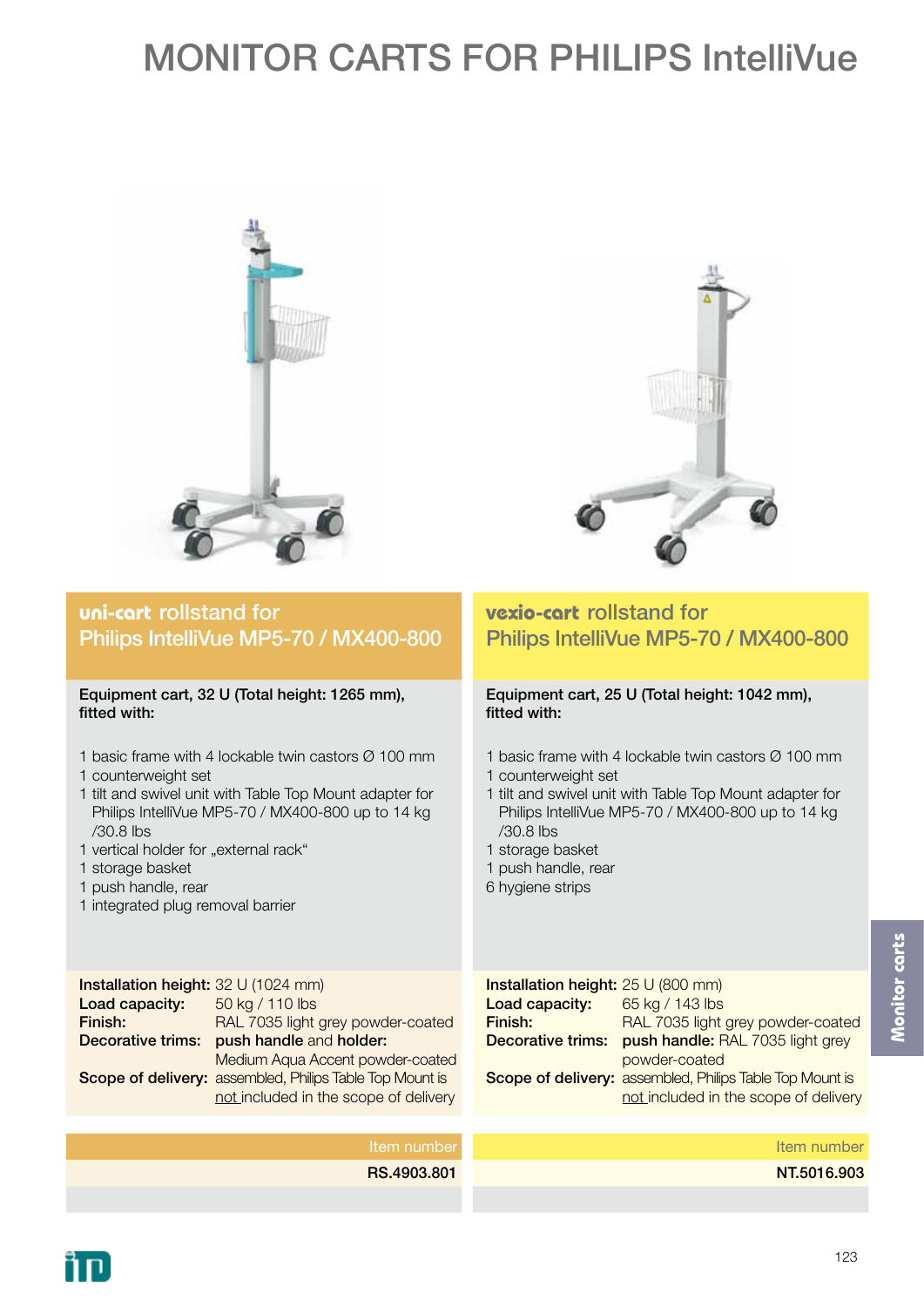# MONITOR CARTS FOR PHILIPS IntelliVue

## uni-cart rollstand for Philips IntelliVue MP5-70 / MX400-800

**Equipment cart, 32 U (Total height: 1265 mm), fitted with:**

1 basic frame with 4 lockable twin castors Ø 100 mm
1 counterweight set
1 tilt and swivel unit with Table Top Mount adapter for Philips IntelliVue MP5-70 / MX400-800 up to 14 kg /30.8 lbs
1 vertical holder for „external rack“
1 storage basket
1 push handle, rear
1 integrated plug removal barrier

**Installation height:** 32 U (1024 mm)
**Load capacity:** 50 kg / 110 lbs
**Finish:** RAL 7035 light grey powder-coated
**Decorative trims:** **push handle** and **holder:** Medium Aqua Accent powder-coated
**Scope of delivery:** assembled, Philips Table Top Mount is not included in the scope of delivery

| Item number |
| ---: |
| **RS.4903.801** |

## vexio-cart rollstand for Philips IntelliVue MP5-70 / MX400-800

**Equipment cart, 25 U (Total height: 1042 mm), fitted with:**

1 basic frame with 4 lockable twin castors Ø 100 mm
1 counterweight set
1 tilt and swivel unit with Table Top Mount adapter for Philips IntelliVue MP5-70 / MX400-800 up to 14 kg /30.8 lbs
1 storage basket
1 push handle, rear
6 hygiene strips

**Installation height:** 25 U (800 mm)
**Load capacity:** 65 kg / 143 lbs
**Finish:** RAL 7035 light grey powder-coated
**Decorative trims:** **push handle:** RAL 7035 light grey powder-coated
**Scope of delivery:** assembled, Philips Table Top Mount is not included in the scope of delivery

| Item number |
| ---: |
| **NT.5016.903** |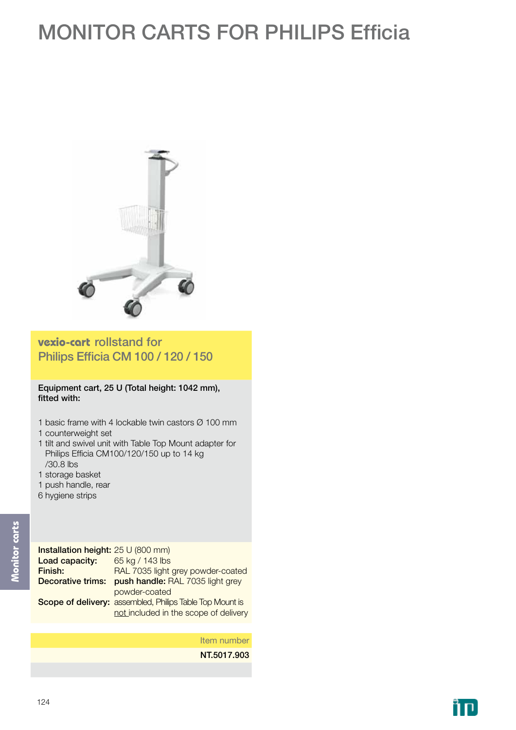# MONITOR CARTS FOR PHILIPS Efficia

## vexio-cart rollstand for Philips Efficia CM 100 / 120 / 150

**Equipment cart, 25 U (Total height: 1042 mm), fitted with:**

1 basic frame with 4 lockable twin castors Ø 100 mm
1 counterweight set
1 tilt and swivel unit with Table Top Mount adapter for Philips Efficia CM100/120/150 up to 14 kg /30.8 lbs
1 storage basket
1 push handle, rear
6 hygiene strips

| | |
|---|---|
| **Installation height:** | 25 U (800 mm) |
| **Load capacity:** | 65 kg / 143 lbs |
| **Finish:** | RAL 7035 light grey powder-coated |
| **Decorative trims:** | **push handle:** RAL 7035 light grey powder-coated |
| **Scope of delivery:** | assembled, Philips Table Top Mount is not included in the scope of delivery |

| Item number |
|---|
| NT.5017.903 |

Monitor carts